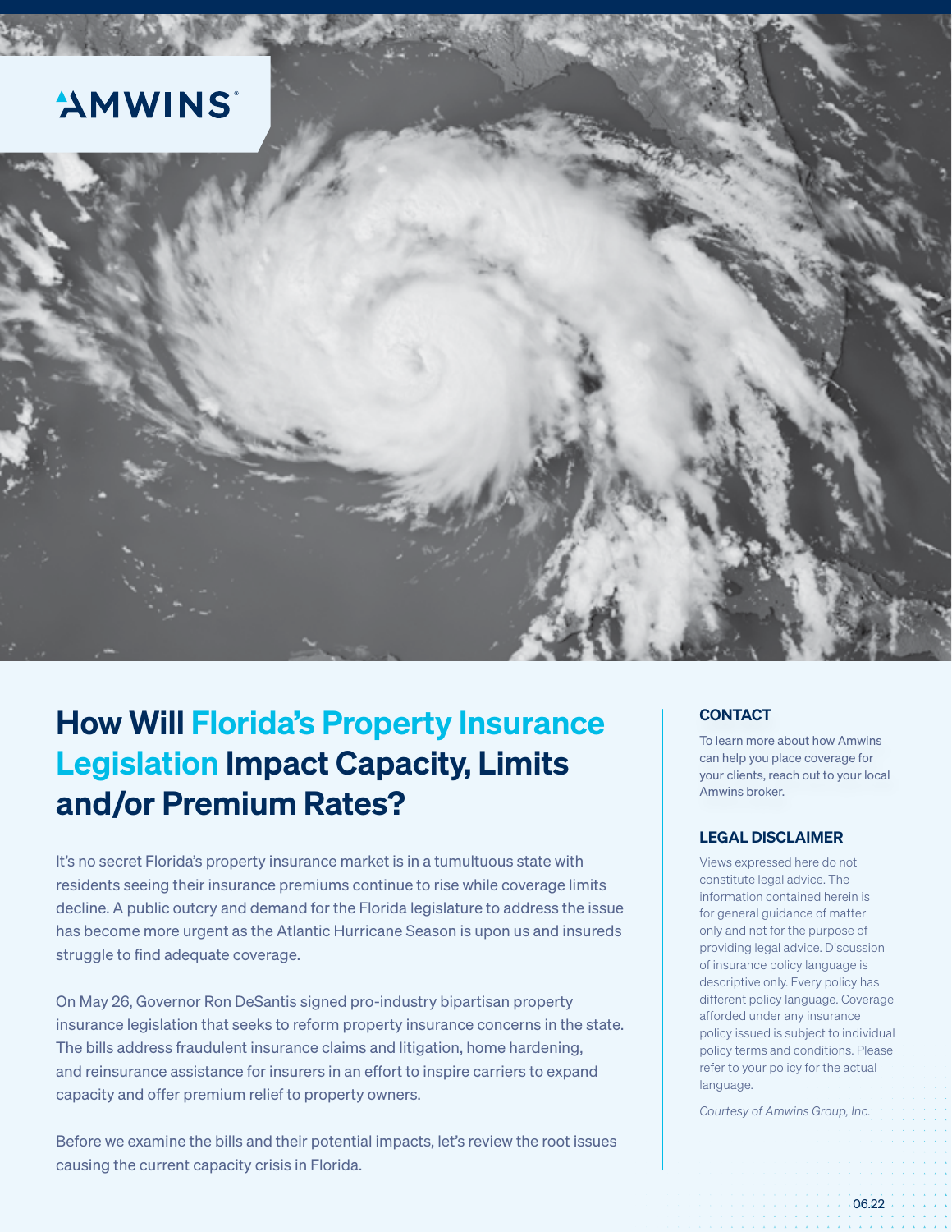AMWINS

# How Will Florida's Property Insurance Legislation Impact Capacity, Limits and/or Premium Rates?

It's no secret Florida's property insurance market is in a tumultuous state with residents seeing their insurance premiums continue to rise while coverage limits decline. A public outcry and demand for the Florida legislature to address the issue has become more urgent as the Atlantic Hurricane Season is upon us and insureds struggle to find adequate coverage.

On May 26, Governor Ron DeSantis signed pro-industry bipartisan property insurance legislation that seeks to reform property insurance concerns in the state. The bills address fraudulent insurance claims and litigation, home hardening, and reinsurance assistance for insurers in an effort to inspire carriers to expand capacity and offer premium relief to property owners.

Before we examine the bills and their potential impacts, let's review the root issues causing the current capacity crisis in Florida.

### CONTACT

To learn more about how Amwins can help you place coverage for your clients, reach out to your local Amwins broker.

### LEGAL DISCLAIMER

Views expressed here do not constitute legal advice. The information contained herein is for general guidance of matter only and not for the purpose of providing legal advice. Discussion of insurance policy language is descriptive only. Every policy has different policy language. Coverage afforded under any insurance policy issued is subject to individual policy terms and conditions. Please refer to your policy for the actual language.

*Courtesy of Amwins Group, Inc.*

06.22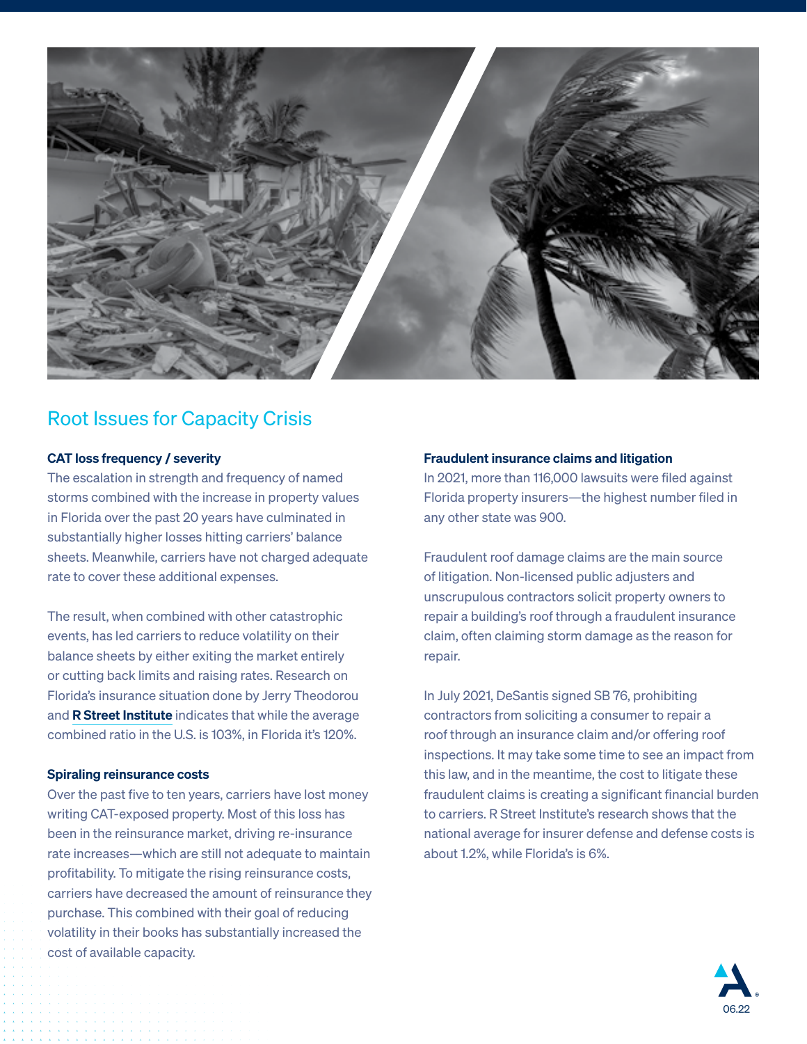## Root Issues for Capacity Crisis

**CAT loss frequency / severity**

The escalation in strength and frequency of named storms combined with the increase in property values in Florida over the past 20 years have culminated in substantially higher losses hitting carriers' balance sheets. Meanwhile, carriers have not charged adequate rate to cover these additional expenses.

The result, when combined with other catastrophic events, has led carriers to reduce volatility on their balance sheets by either exiting the market entirely or cutting back limits and raising rates. Research on Florida's insurance situation done by Jerry Theodorou and **R Street Institute** indicates that while the average combined ratio in the U.S. is 103%, in Florida it's 120%.

**Spiraling reinsurance costs**

Over the past five to ten years, carriers have lost money writing CAT-exposed property. Most of this loss has been in the reinsurance market, driving re-insurance rate increases—which are still not adequate to maintain profitability. To mitigate the rising reinsurance costs, carriers have decreased the amount of reinsurance they purchase. This combined with their goal of reducing volatility in their books has substantially increased the cost of available capacity.

**Fraudulent insurance claims and litigation**

In 2021, more than 116,000 lawsuits were filed against Florida property insurers—the highest number filed in any other state was 900.

Fraudulent roof damage claims are the main source of litigation. Non-licensed public adjusters and unscrupulous contractors solicit property owners to repair a building's roof through a fraudulent insurance claim, often claiming storm damage as the reason for repair.

In July 2021, DeSantis signed SB 76, prohibiting contractors from soliciting a consumer to repair a roof through an insurance claim and/or offering roof inspections. It may take some time to see an impact from this law, and in the meantime, the cost to litigate these fraudulent claims is creating a significant financial burden to carriers. R Street Institute's research shows that the national average for insurer defense and defense costs is about 1.2%, while Florida's is 6%.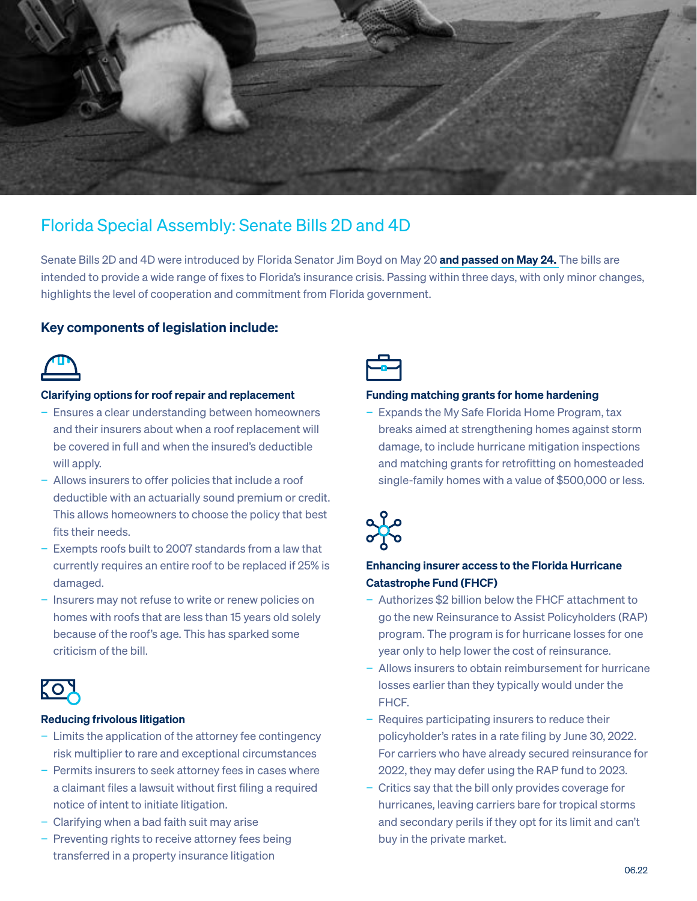## Florida Special Assembly: Senate Bills 2D and 4D

Senate Bills 2D and 4D were introduced by Florida Senator Jim Boyd on May 20 **and passed on May 24.** The bills are intended to provide a wide range of fixes to Florida's insurance crisis. Passing within three days, with only minor changes, highlights the level of cooperation and commitment from Florida government.

### Key components of legislation include:

#### Clarifying options for roof repair and replacement

- Ensures a clear understanding between homeowners and their insurers about when a roof replacement will be covered in full and when the insured's deductible will apply.
- Allows insurers to offer policies that include a roof deductible with an actuarially sound premium or credit. This allows homeowners to choose the policy that best fits their needs.
- Exempts roofs built to 2007 standards from a law that currently requires an entire roof to be replaced if 25% is damaged.
- Insurers may not refuse to write or renew policies on homes with roofs that are less than 15 years old solely because of the roof's age. This has sparked some criticism of the bill.

#### Reducing frivolous litigation

- Limits the application of the attorney fee contingency risk multiplier to rare and exceptional circumstances
- Permits insurers to seek attorney fees in cases where a claimant files a lawsuit without first filing a required notice of intent to initiate litigation.
- Clarifying when a bad faith suit may arise
- Preventing rights to receive attorney fees being transferred in a property insurance litigation

#### Funding matching grants for home hardening

- Expands the My Safe Florida Home Program, tax breaks aimed at strengthening homes against storm damage, to include hurricane mitigation inspections and matching grants for retrofitting on homesteaded single-family homes with a value of $500,000 or less.

#### Enhancing insurer access to the Florida Hurricane Catastrophe Fund (FHCF)

- Authorizes $2 billion below the FHCF attachment to go the new Reinsurance to Assist Policyholders (RAP) program. The program is for hurricane losses for one year only to help lower the cost of reinsurance.
- Allows insurers to obtain reimbursement for hurricane losses earlier than they typically would under the FHCF.
- Requires participating insurers to reduce their policyholder's rates in a rate filing by June 30, 2022. For carriers who have already secured reinsurance for 2022, they may defer using the RAP fund to 2023.
- Critics say that the bill only provides coverage for hurricanes, leaving carriers bare for tropical storms and secondary perils if they opt for its limit and can't buy in the private market.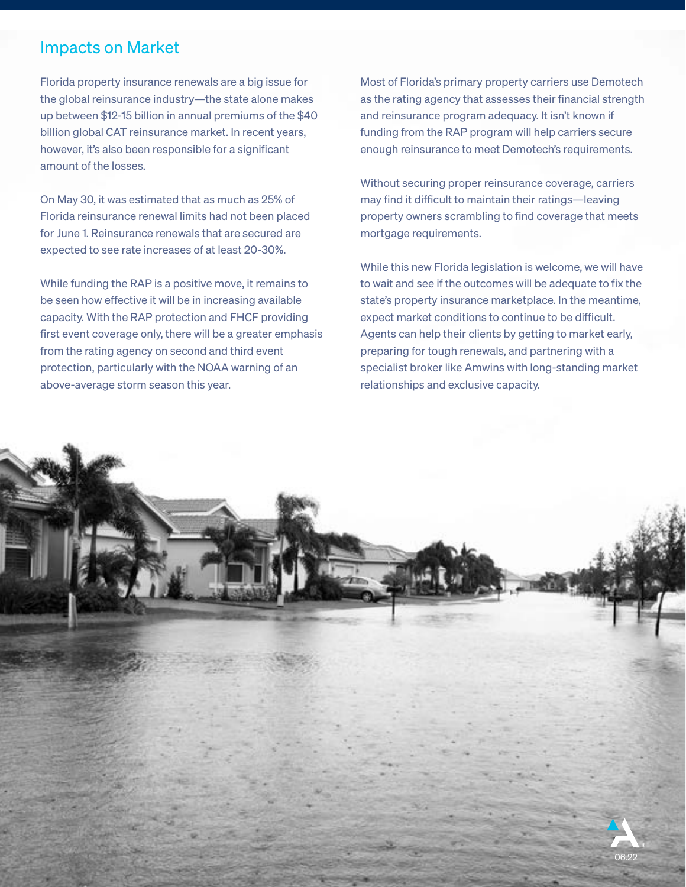## Impacts on Market

Florida property insurance renewals are a big issue for the global reinsurance industry—the state alone makes up between $12-15 billion in annual premiums of the $40 billion global CAT reinsurance market. In recent years, however, it's also been responsible for a significant amount of the losses.

On May 30, it was estimated that as much as 25% of Florida reinsurance renewal limits had not been placed for June 1. Reinsurance renewals that are secured are expected to see rate increases of at least 20-30%.

While funding the RAP is a positive move, it remains to be seen how effective it will be in increasing available capacity. With the RAP protection and FHCF providing first event coverage only, there will be a greater emphasis from the rating agency on second and third event protection, particularly with the NOAA warning of an above-average storm season this year.

Most of Florida's primary property carriers use Demotech as the rating agency that assesses their financial strength and reinsurance program adequacy. It isn't known if funding from the RAP program will help carriers secure enough reinsurance to meet Demotech's requirements.

Without securing proper reinsurance coverage, carriers may find it difficult to maintain their ratings—leaving property owners scrambling to find coverage that meets mortgage requirements.

While this new Florida legislation is welcome, we will have to wait and see if the outcomes will be adequate to fix the state's property insurance marketplace. In the meantime, expect market conditions to continue to be difficult. Agents can help their clients by getting to market early, preparing for tough renewals, and partnering with a specialist broker like Amwins with long-standing market relationships and exclusive capacity.